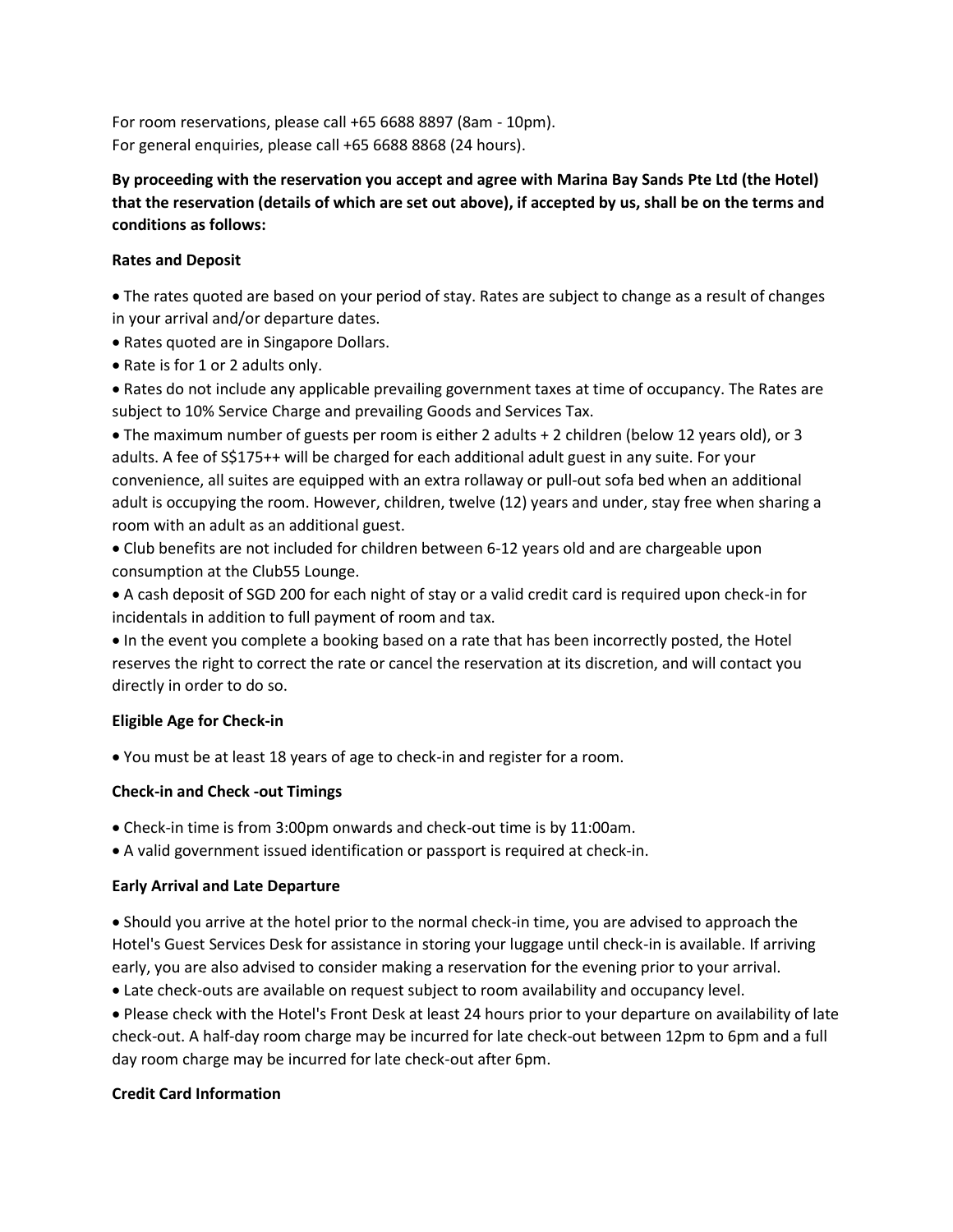For room reservations, please call +65 6688 8897 (8am - 10pm).
For general enquiries, please call +65 6688 8868 (24 hours).

**By proceeding with the reservation you accept and agree with Marina Bay Sands Pte Ltd (the Hotel) that the reservation (details of which are set out above), if accepted by us, shall be on the terms and conditions as follows:**

**Rates and Deposit**

- The rates quoted are based on your period of stay. Rates are subject to change as a result of changes in your arrival and/or departure dates.
- Rates quoted are in Singapore Dollars.
- Rate is for 1 or 2 adults only.
- Rates do not include any applicable prevailing government taxes at time of occupancy. The Rates are subject to 10% Service Charge and prevailing Goods and Services Tax.
- The maximum number of guests per room is either 2 adults + 2 children (below 12 years old), or 3 adults. A fee of S$175++ will be charged for each additional adult guest in any suite. For your convenience, all suites are equipped with an extra rollaway or pull-out sofa bed when an additional adult is occupying the room. However, children, twelve (12) years and under, stay free when sharing a room with an adult as an additional guest.
- Club benefits are not included for children between 6-12 years old and are chargeable upon consumption at the Club55 Lounge.
- A cash deposit of SGD 200 for each night of stay or a valid credit card is required upon check-in for incidentals in addition to full payment of room and tax.
- In the event you complete a booking based on a rate that has been incorrectly posted, the Hotel reserves the right to correct the rate or cancel the reservation at its discretion, and will contact you directly in order to do so.

**Eligible Age for Check-in**

- You must be at least 18 years of age to check-in and register for a room.

**Check-in and Check -out Timings**

- Check-in time is from 3:00pm onwards and check-out time is by 11:00am.
- A valid government issued identification or passport is required at check-in.

**Early Arrival and Late Departure**

- Should you arrive at the hotel prior to the normal check-in time, you are advised to approach the Hotel's Guest Services Desk for assistance in storing your luggage until check-in is available. If arriving early, you are also advised to consider making a reservation for the evening prior to your arrival.
- Late check-outs are available on request subject to room availability and occupancy level.
- Please check with the Hotel's Front Desk at least 24 hours prior to your departure on availability of late check-out. A half-day room charge may be incurred for late check-out between 12pm to 6pm and a full day room charge may be incurred for late check-out after 6pm.

**Credit Card Information**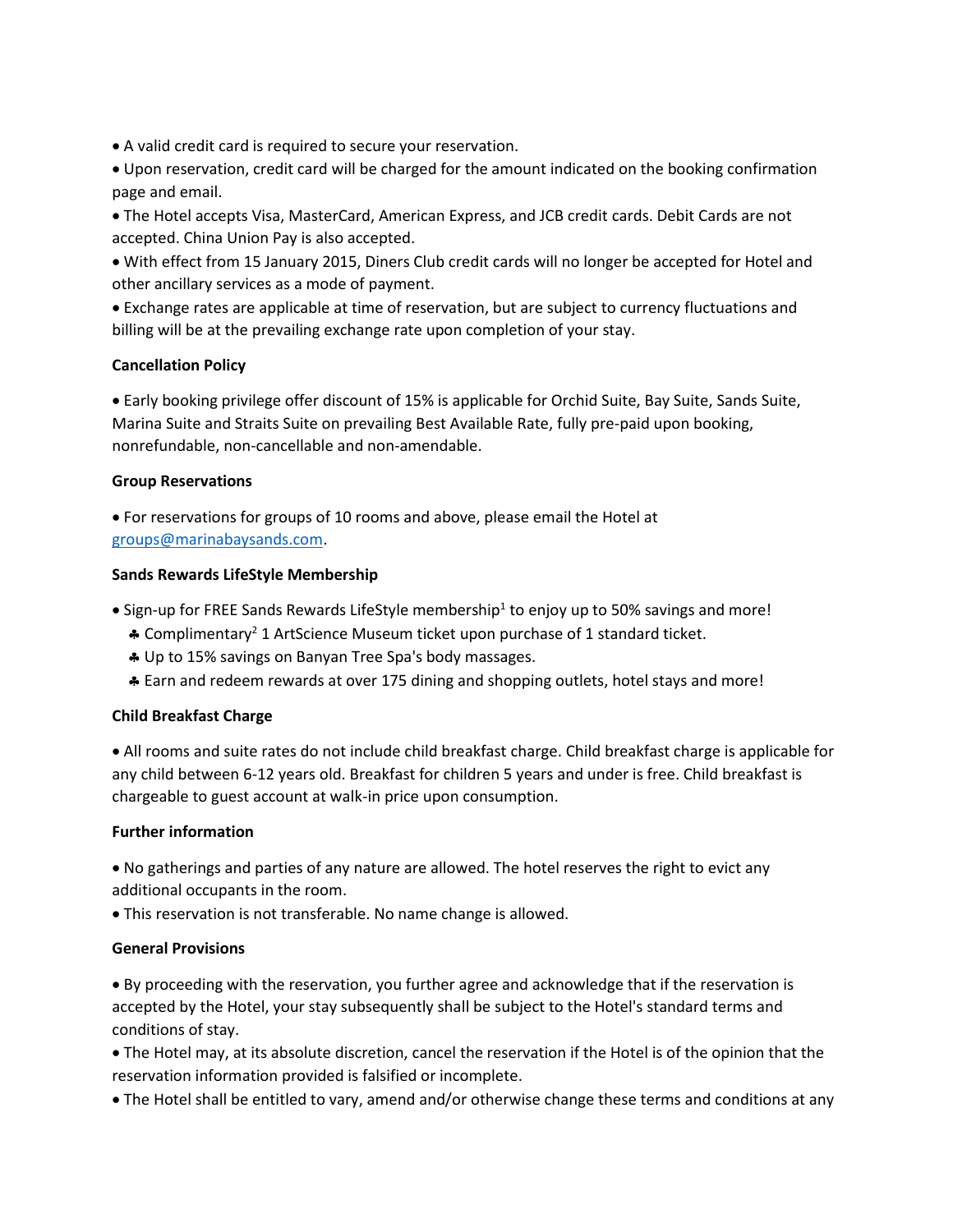- A valid credit card is required to secure your reservation.
- Upon reservation, credit card will be charged for the amount indicated on the booking confirmation page and email.
- The Hotel accepts Visa, MasterCard, American Express, and JCB credit cards. Debit Cards are not accepted. China Union Pay is also accepted.
- With effect from 15 January 2015, Diners Club credit cards will no longer be accepted for Hotel and other ancillary services as a mode of payment.
- Exchange rates are applicable at time of reservation, but are subject to currency fluctuations and billing will be at the prevailing exchange rate upon completion of your stay.

**Cancellation Policy**

- Early booking privilege offer discount of 15% is applicable for Orchid Suite, Bay Suite, Sands Suite, Marina Suite and Straits Suite on prevailing Best Available Rate, fully pre-paid upon booking, nonrefundable, non-cancellable and non-amendable.

**Group Reservations**

- For reservations for groups of 10 rooms and above, please email the Hotel at groups@marinabaysands.com.

**Sands Rewards LifeStyle Membership**

- Sign-up for FREE Sands Rewards LifeStyle membership[1] to enjoy up to 50% savings and more!
  - ♣ Complimentary[2] 1 ArtScience Museum ticket upon purchase of 1 standard ticket.
  - ♣ Up to 15% savings on Banyan Tree Spa's body massages.
  - ♣ Earn and redeem rewards at over 175 dining and shopping outlets, hotel stays and more!

**Child Breakfast Charge**

- All rooms and suite rates do not include child breakfast charge. Child breakfast charge is applicable for any child between 6-12 years old. Breakfast for children 5 years and under is free. Child breakfast is chargeable to guest account at walk-in price upon consumption.

**Further information**

- No gatherings and parties of any nature are allowed. The hotel reserves the right to evict any additional occupants in the room.
- This reservation is not transferable. No name change is allowed.

**General Provisions**

- By proceeding with the reservation, you further agree and acknowledge that if the reservation is accepted by the Hotel, your stay subsequently shall be subject to the Hotel's standard terms and conditions of stay.
- The Hotel may, at its absolute discretion, cancel the reservation if the Hotel is of the opinion that the reservation information provided is falsified or incomplete.
- The Hotel shall be entitled to vary, amend and/or otherwise change these terms and conditions at any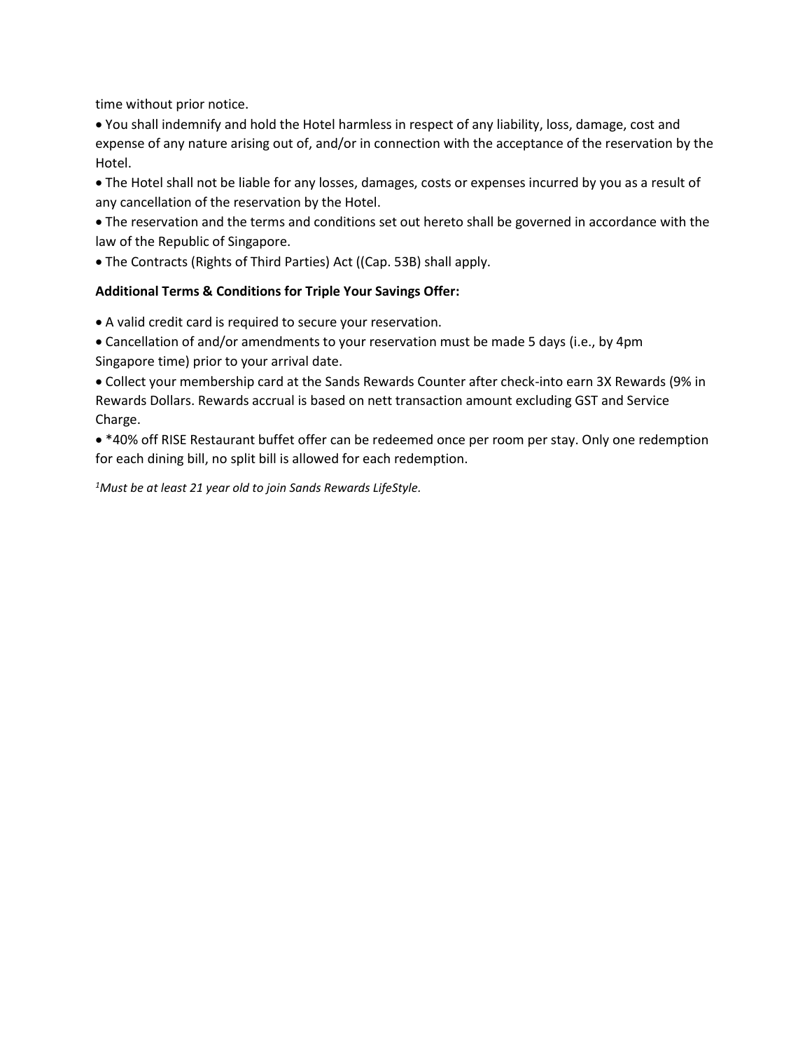time without prior notice.

- You shall indemnify and hold the Hotel harmless in respect of any liability, loss, damage, cost and expense of any nature arising out of, and/or in connection with the acceptance of the reservation by the Hotel.
- The Hotel shall not be liable for any losses, damages, costs or expenses incurred by you as a result of any cancellation of the reservation by the Hotel.
- The reservation and the terms and conditions set out hereto shall be governed in accordance with the law of the Republic of Singapore.
- The Contracts (Rights of Third Parties) Act ((Cap. 53B) shall apply.

**Additional Terms & Conditions for Triple Your Savings Offer:**

- A valid credit card is required to secure your reservation.
- Cancellation of and/or amendments to your reservation must be made 5 days (i.e., by 4pm Singapore time) prior to your arrival date.
- Collect your membership card at the Sands Rewards Counter after check-into earn 3X Rewards (9% in Rewards Dollars. Rewards accrual is based on nett transaction amount excluding GST and Service Charge.
- *40% off RISE Restaurant buffet offer can be redeemed once per room per stay. Only one redemption for each dining bill, no split bill is allowed for each redemption.

*[1]Must be at least 21 year old to join Sands Rewards LifeStyle.*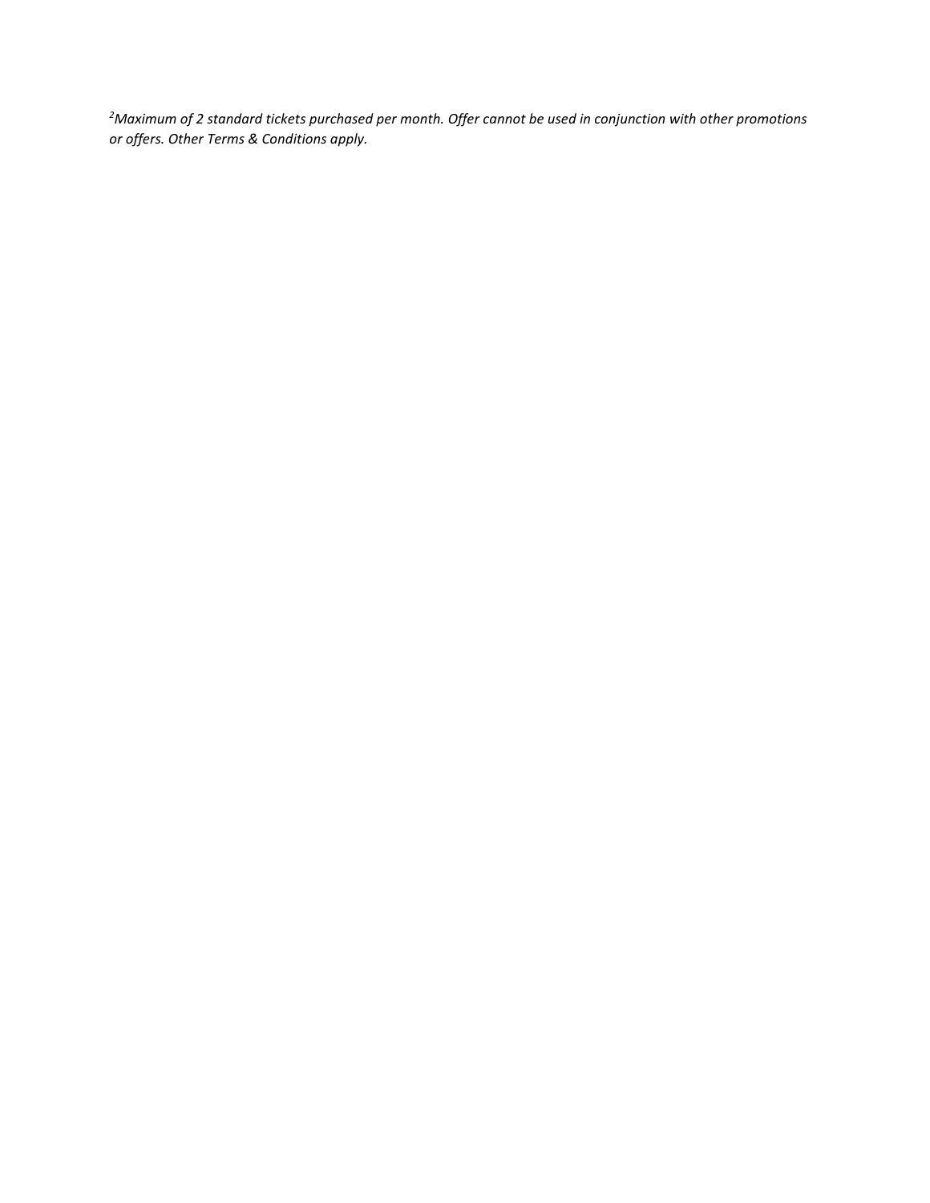*[2]Maximum of 2 standard tickets purchased per month. Offer cannot be used in conjunction with other promotions or offers. Other Terms & Conditions apply.*